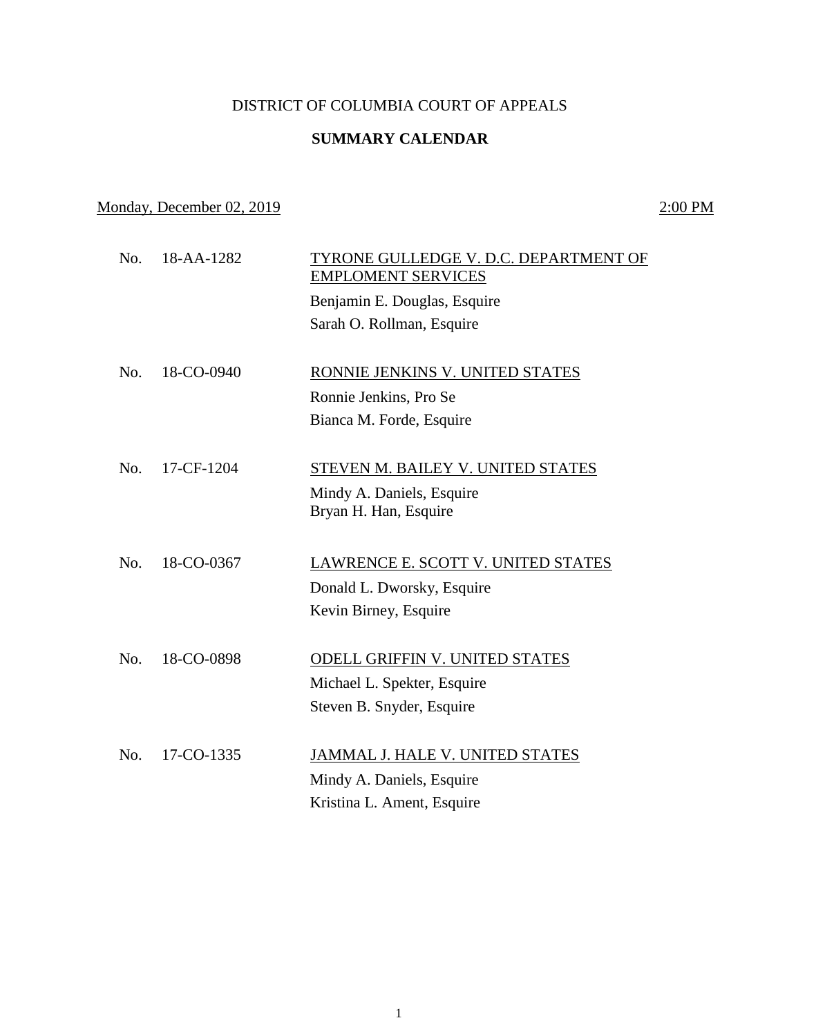DISTRICT OF COLUMBIA COURT OF APPEALS

**SUMMARY CALENDAR**

Monday, December 02, 2019 2:00 PM

No. 18-AA-1282 TYRONE GULLEDGE V. D.C. DEPARTMENT OF EMPLOMENT SERVICES

Benjamin E. Douglas, Esquire

Sarah O. Rollman, Esquire

No. 18-CO-0940 RONNIE JENKINS V. UNITED STATES

Ronnie Jenkins, Pro Se

Bianca M. Forde, Esquire

No. 17-CF-1204 STEVEN M. BAILEY V. UNITED STATES

Mindy A. Daniels, Esquire

Bryan H. Han, Esquire

No. 18-CO-0367 LAWRENCE E. SCOTT V. UNITED STATES

Donald L. Dworsky, Esquire

Kevin Birney, Esquire

No. 18-CO-0898 ODELL GRIFFIN V. UNITED STATES

Michael L. Spekter, Esquire

Steven B. Snyder, Esquire

No. 17-CO-1335 JAMMAL J. HALE V. UNITED STATES

Mindy A. Daniels, Esquire

Kristina L. Ament, Esquire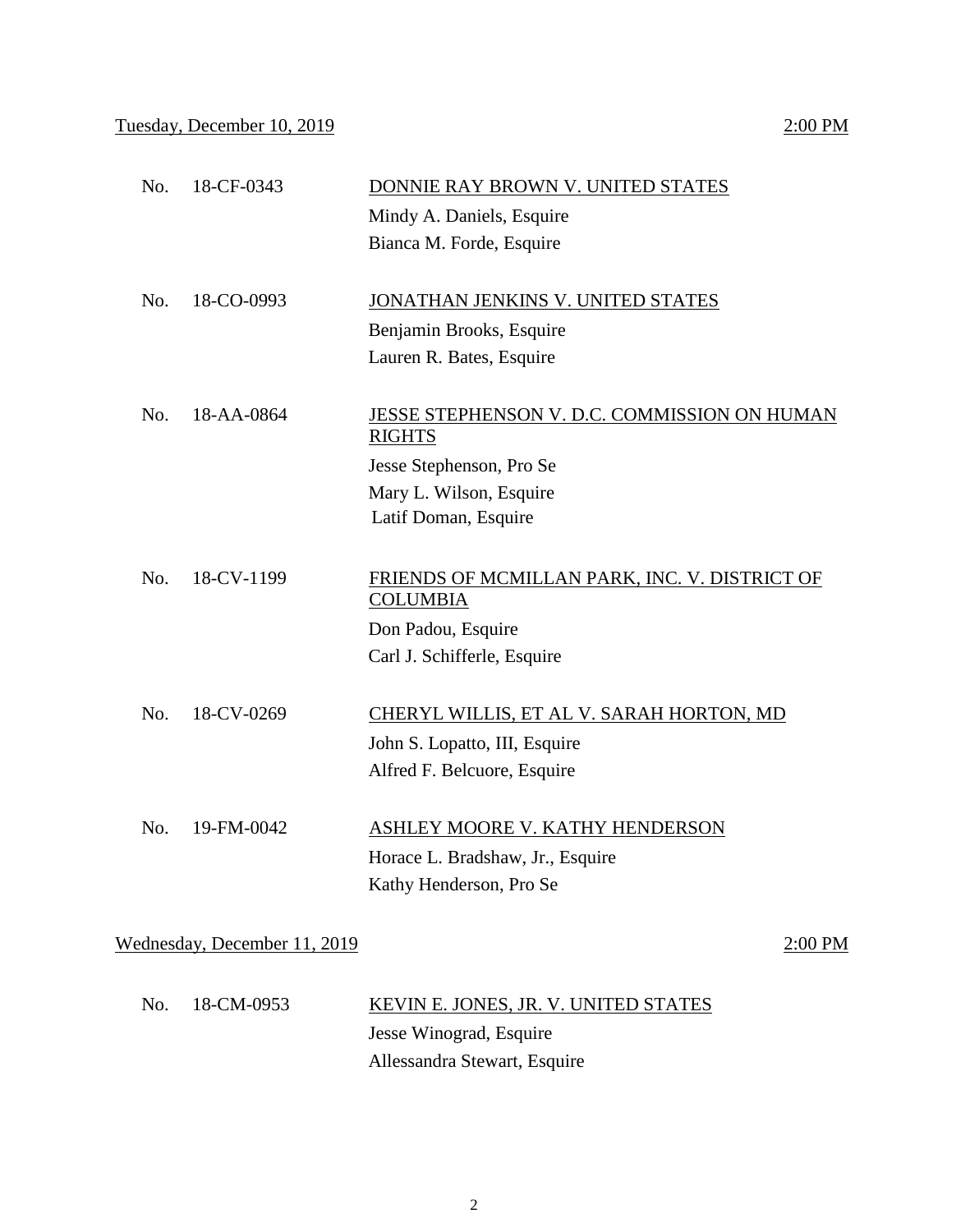Tuesday, December 10, 2019 2:00 PM

| | | |
|---|---|---|
| No. | 18-CF-0343 | DONNIE RAY BROWN V. UNITED STATES<br>Mindy A. Daniels, Esquire<br>Bianca M. Forde, Esquire |
| No. | 18-CO-0993 | JONATHAN JENKINS V. UNITED STATES<br>Benjamin Brooks, Esquire<br>Lauren R. Bates, Esquire |
| No. | 18-AA-0864 | JESSE STEPHENSON V. D.C. COMMISSION ON HUMAN RIGHTS<br>Jesse Stephenson, Pro Se<br>Mary L. Wilson, Esquire<br>Latif Doman, Esquire |
| No. | 18-CV-1199 | FRIENDS OF MCMILLAN PARK, INC. V. DISTRICT OF COLUMBIA<br>Don Padou, Esquire<br>Carl J. Schifferle, Esquire |
| No. | 18-CV-0269 | CHERYL WILLIS, ET AL V. SARAH HORTON, MD<br>John S. Lopatto, III, Esquire<br>Alfred F. Belcuore, Esquire |
| No. | 19-FM-0042 | ASHLEY MOORE V. KATHY HENDERSON<br>Horace L. Bradshaw, Jr., Esquire<br>Kathy Henderson, Pro Se |

Wednesday, December 11, 2019 2:00 PM

| | | |
|---|---|---|
| No. | 18-CM-0953 | KEVIN E. JONES, JR. V. UNITED STATES<br>Jesse Winograd, Esquire<br>Allessandra Stewart, Esquire |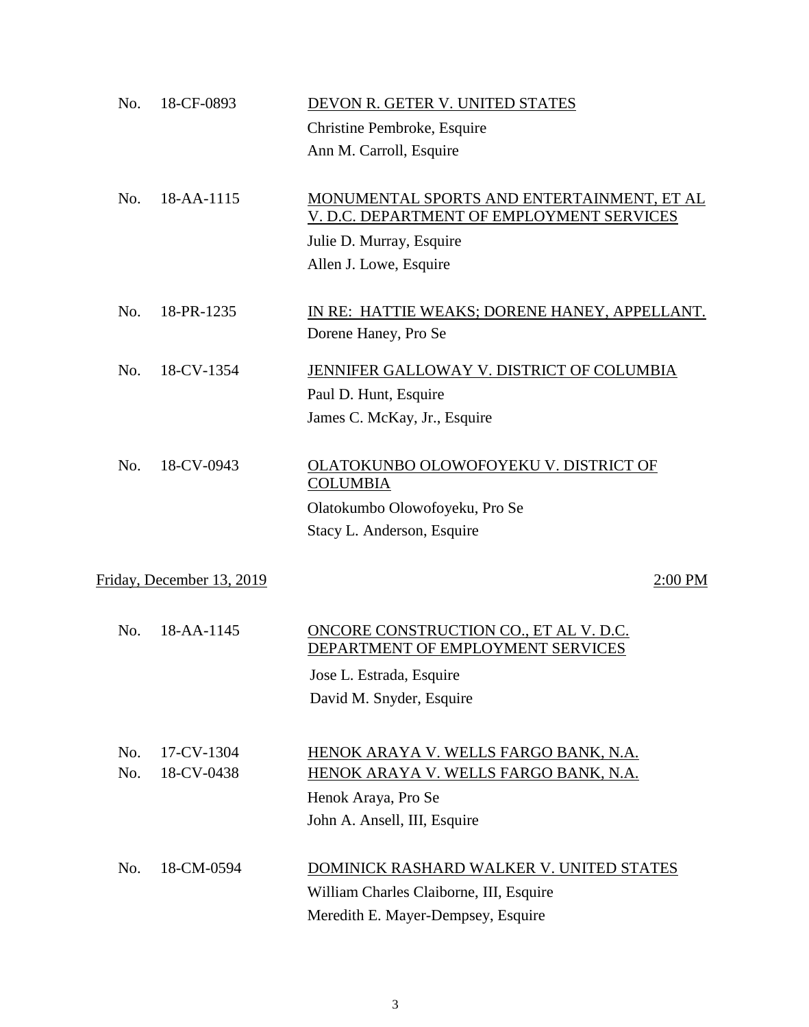No. 18-CF-0893 <u>DEVON R. GETER V. UNITED STATES</u>
Christine Pembroke, Esquire
Ann M. Carroll, Esquire

No. 18-AA-1115 <u>MONUMENTAL SPORTS AND ENTERTAINMENT, ET AL V. D.C. DEPARTMENT OF EMPLOYMENT SERVICES</u>
Julie D. Murray, Esquire
Allen J. Lowe, Esquire

No. 18-PR-1235 <u>IN RE: HATTIE WEAKS; DORENE HANEY, APPELLANT.</u>
Dorene Haney, Pro Se

No. 18-CV-1354 <u>JENNIFER GALLOWAY V. DISTRICT OF COLUMBIA</u>
Paul D. Hunt, Esquire
James C. McKay, Jr., Esquire

No. 18-CV-0943 <u>OLATOKUNBO OLOWOFOYEKU V. DISTRICT OF COLUMBIA</u>
Olatokumbo Olowofoyeku, Pro Se
Stacy L. Anderson, Esquire

<u>Friday, December 13, 2019</u> <u>2:00 PM</u>

No. 18-AA-1145 <u>ONCORE CONSTRUCTION CO., ET AL V. D.C. DEPARTMENT OF EMPLOYMENT SERVICES</u>
Jose L. Estrada, Esquire
David M. Snyder, Esquire

No. 17-CV-1304 <u>HENOK ARAYA V. WELLS FARGO BANK, N.A.</u>
No. 18-CV-0438 <u>HENOK ARAYA V. WELLS FARGO BANK, N.A.</u>
Henok Araya, Pro Se
John A. Ansell, III, Esquire

No. 18-CM-0594 <u>DOMINICK RASHARD WALKER V. UNITED STATES</u>
William Charles Claiborne, III, Esquire
Meredith E. Mayer-Dempsey, Esquire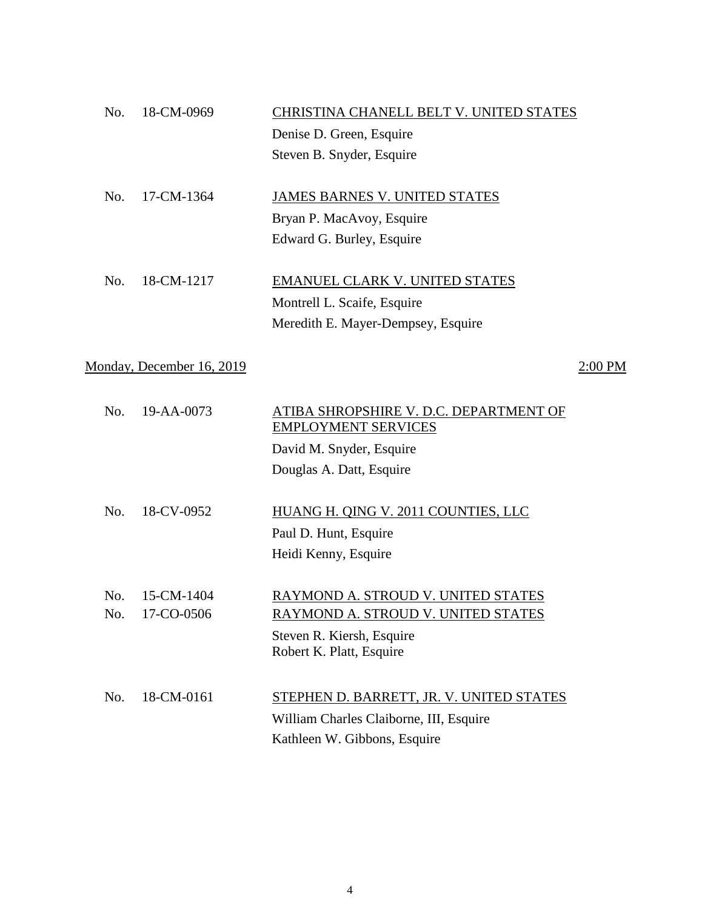No. 18-CM-0969 <u>CHRISTINA CHANELL BELT V. UNITED STATES</u>
Denise D. Green, Esquire
Steven B. Snyder, Esquire

No. 17-CM-1364 <u>JAMES BARNES V. UNITED STATES</u>
Bryan P. MacAvoy, Esquire
Edward G. Burley, Esquire

No. 18-CM-1217 <u>EMANUEL CLARK V. UNITED STATES</u>
Montrell L. Scaife, Esquire
Meredith E. Mayer-Dempsey, Esquire

<u>Monday, December 16, 2019</u> 2:00 PM

No. 19-AA-0073 <u>ATIBA SHROPSHIRE V. D.C. DEPARTMENT OF EMPLOYMENT SERVICES</u>
David M. Snyder, Esquire
Douglas A. Datt, Esquire

No. 18-CV-0952 <u>HUANG H. QING V. 2011 COUNTIES, LLC</u>
Paul D. Hunt, Esquire
Heidi Kenny, Esquire

No. 15-CM-1404 <u>RAYMOND A. STROUD V. UNITED STATES</u>
No. 17-CO-0506 <u>RAYMOND A. STROUD V. UNITED STATES</u>
Steven R. Kiersh, Esquire
Robert K. Platt, Esquire

No. 18-CM-0161 <u>STEPHEN D. BARRETT, JR. V. UNITED STATES</u>
William Charles Claiborne, III, Esquire
Kathleen W. Gibbons, Esquire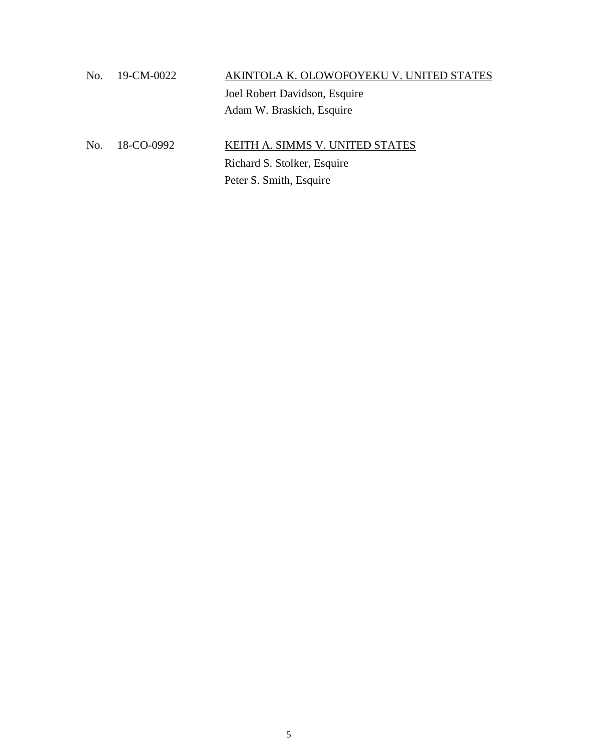No. 19-CM-0022 <u>AKINTOLA K. OLOWOFOYEKU V. UNITED STATES</u>

Joel Robert Davidson, Esquire
Adam W. Braskich, Esquire

No. 18-CO-0992 <u>KEITH A. SIMMS V. UNITED STATES</u>

Richard S. Stolker, Esquire
Peter S. Smith, Esquire